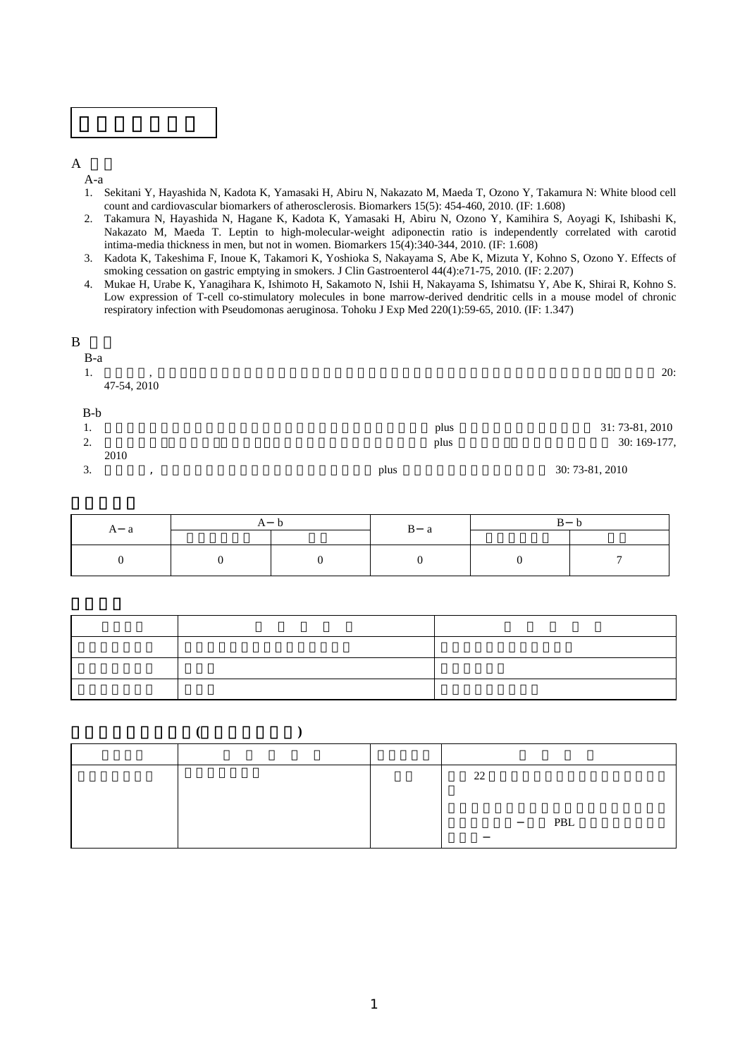A

A-a

1. Sekitani Y, Hayashida N, Kadota K, Yamasaki H, Abiru N, Nakazato M, Maeda T, Ozono Y, Takamura N: White blood cell count and cardiovascular biomarkers of atherosclerosis. Biomarkers 15(5): 454-460, 2010. (IF: 1.608)
2. Takamura N, Hayashida N, Hagane K, Kadota K, Yamasaki H, Abiru N, Ozono Y, Kamihira S, Aoyagi K, Ishibashi K, Nakazato M, Maeda T. Leptin to high-molecular-weight adiponectin ratio is independently correlated with carotid intima-media thickness in men, but not in women. Biomarkers 15(4):340-344, 2010. (IF: 1.608)
3. Kadota K, Takeshima F, Inoue K, Takamori K, Yoshioka S, Nakayama S, Abe K, Mizuta Y, Kohno S, Ozono Y. Effects of smoking cessation on gastric emptying in smokers. J Clin Gastroenterol 44(4):e71-75, 2010. (IF: 2.207)
4. Mukae H, Urabe K, Yanagihara K, Ishimoto H, Sakamoto N, Ishii H, Nakayama S, Ishimatsu Y, Abe K, Shirai R, Kohno S. Low expression of T-cell co-stimulatory molecules in bone marrow-derived dendritic cells in a mouse model of chronic respiratory infection with Pseudomonas aeruginosa. Tohoku J Exp Med 220(1):59-65, 2010. (IF: 1.347)

B

B-a

1. , 20: 47-54, 2010

B-b

1. plus 31: 73-81, 2010
2. plus 30: 169-177, 2010
3. , plus 30: 73-81, 2010

| A－a | A－b | | B－a | B－b | |
|---|---|---|---|---|---|
| | | | | | |
| 0 | 0 | 0 | 0 | 0 | 7 |

| | | |
|---|---|---|
| | | |
| | | |
| | | |

( )

| | | | |
|---|---|---|---|
| | | | 22<br><br>－ PBL<br>－ |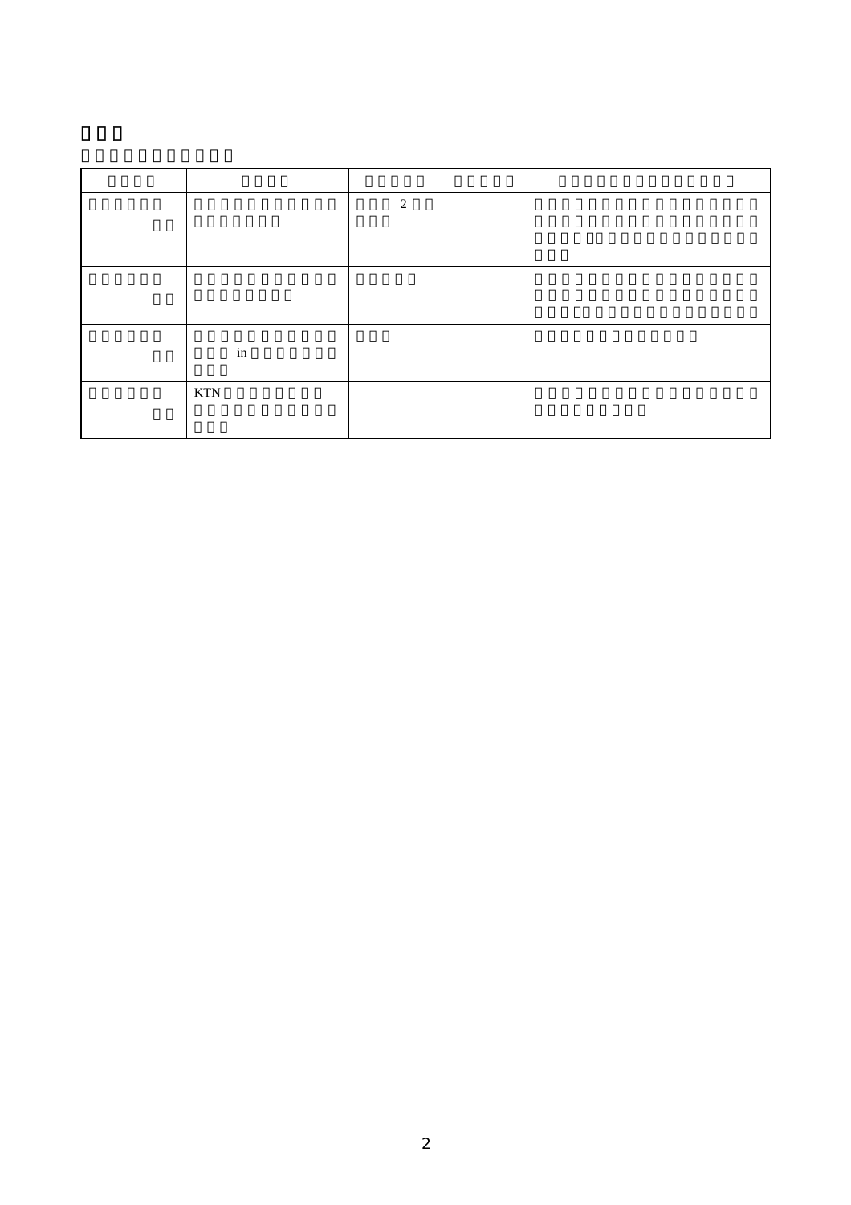| | | | | |
|---|---|---|---|---|
| | | 2 | | |
| | | | | |
| | in | | | |
| | KTN | | | |